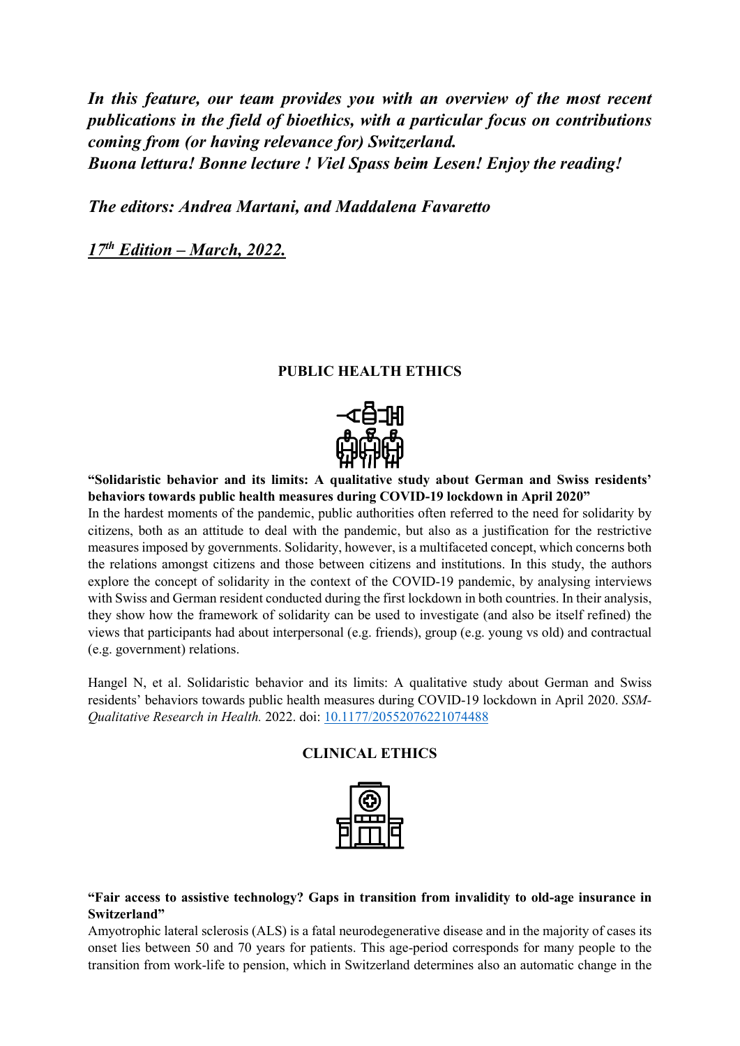***In this feature, our team provides you with an overview of the most recent publications in the field of bioethics, with a particular focus on contributions coming from (or having relevance for) Switzerland.***
***Buona lettura! Bonne lecture ! Viel Spass beim Lesen! Enjoy the reading!***

***The editors: Andrea Martani, and Maddalena Favaretto***

***17th Edition – March, 2022.***

## PUBLIC HEALTH ETHICS

**"Solidaristic behavior and its limits: A qualitative study about German and Swiss residents' behaviors towards public health measures during COVID-19 lockdown in April 2020"**

In the hardest moments of the pandemic, public authorities often referred to the need for solidarity by citizens, both as an attitude to deal with the pandemic, but also as a justification for the restrictive measures imposed by governments. Solidarity, however, is a multifaceted concept, which concerns both the relations amongst citizens and those between citizens and institutions. In this study, the authors explore the concept of solidarity in the context of the COVID-19 pandemic, by analysing interviews with Swiss and German resident conducted during the first lockdown in both countries. In their analysis, they show how the framework of solidarity can be used to investigate (and also be itself refined) the views that participants had about interpersonal (e.g. friends), group (e.g. young vs old) and contractual (e.g. government) relations.

Hangel N, et al. Solidaristic behavior and its limits: A qualitative study about German and Swiss residents' behaviors towards public health measures during COVID-19 lockdown in April 2020. *SSM-Qualitative Research in Health.* 2022. doi: 10.1177/20552076221074488

## CLINICAL ETHICS

**"Fair access to assistive technology? Gaps in transition from invalidity to old-age insurance in Switzerland"**

Amyotrophic lateral sclerosis (ALS) is a fatal neurodegenerative disease and in the majority of cases its onset lies between 50 and 70 years for patients. This age-period corresponds for many people to the transition from work-life to pension, which in Switzerland determines also an automatic change in the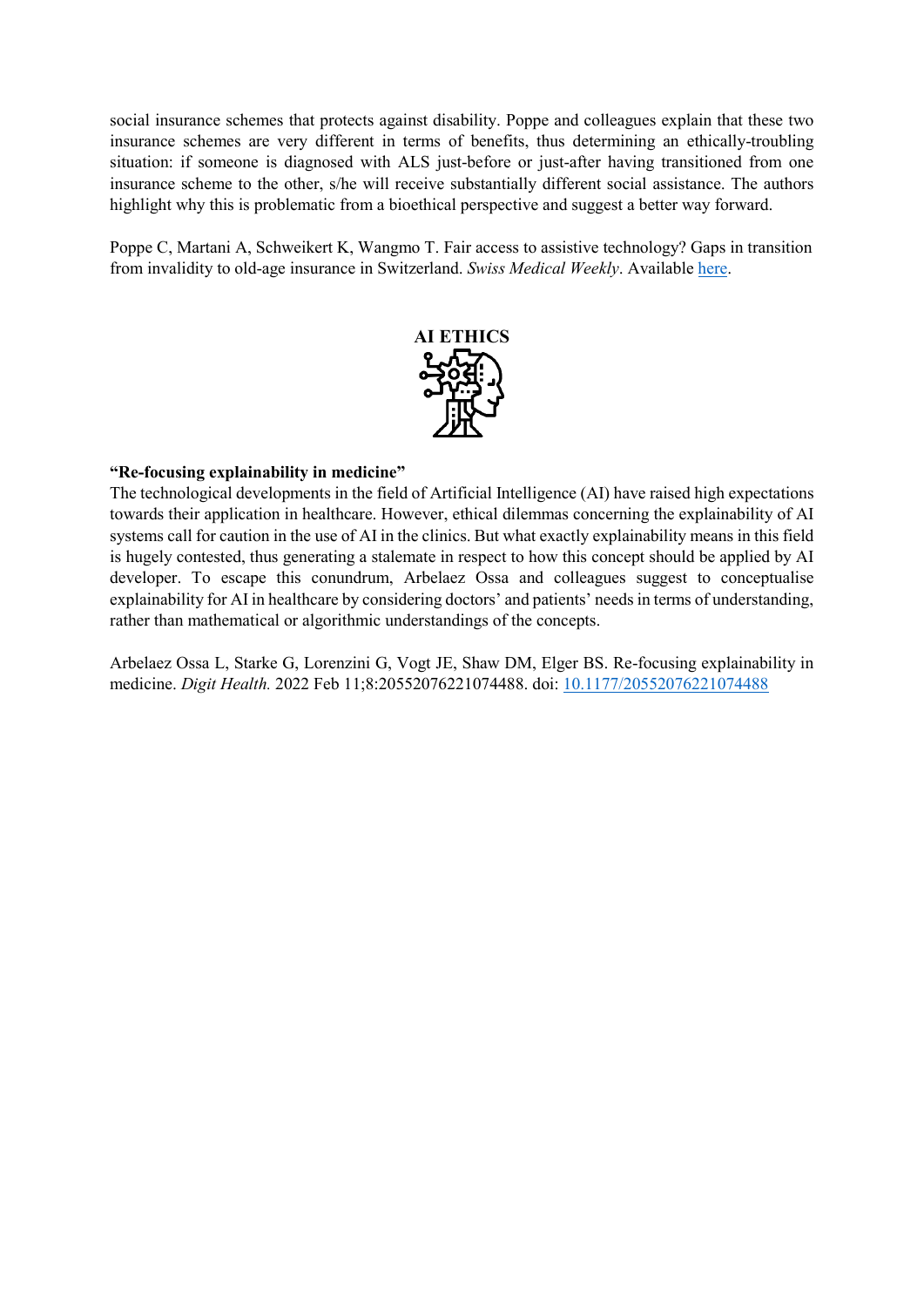social insurance schemes that protects against disability. Poppe and colleagues explain that these two insurance schemes are very different in terms of benefits, thus determining an ethically-troubling situation: if someone is diagnosed with ALS just-before or just-after having transitioned from one insurance scheme to the other, s/he will receive substantially different social assistance. The authors highlight why this is problematic from a bioethical perspective and suggest a better way forward.

Poppe C, Martani A, Schweikert K, Wangmo T. Fair access to assistive technology? Gaps in transition from invalidity to old-age insurance in Switzerland. *Swiss Medical Weekly*. Available here.

## AI ETHICS

**"Re-focusing explainability in medicine"**

The technological developments in the field of Artificial Intelligence (AI) have raised high expectations towards their application in healthcare. However, ethical dilemmas concerning the explainability of AI systems call for caution in the use of AI in the clinics. But what exactly explainability means in this field is hugely contested, thus generating a stalemate in respect to how this concept should be applied by AI developer. To escape this conundrum, Arbelaez Ossa and colleagues suggest to conceptualise explainability for AI in healthcare by considering doctors' and patients' needs in terms of understanding, rather than mathematical or algorithmic understandings of the concepts.

Arbelaez Ossa L, Starke G, Lorenzini G, Vogt JE, Shaw DM, Elger BS. Re-focusing explainability in medicine. *Digit Health.* 2022 Feb 11;8:20552076221074488. doi: 10.1177/20552076221074488